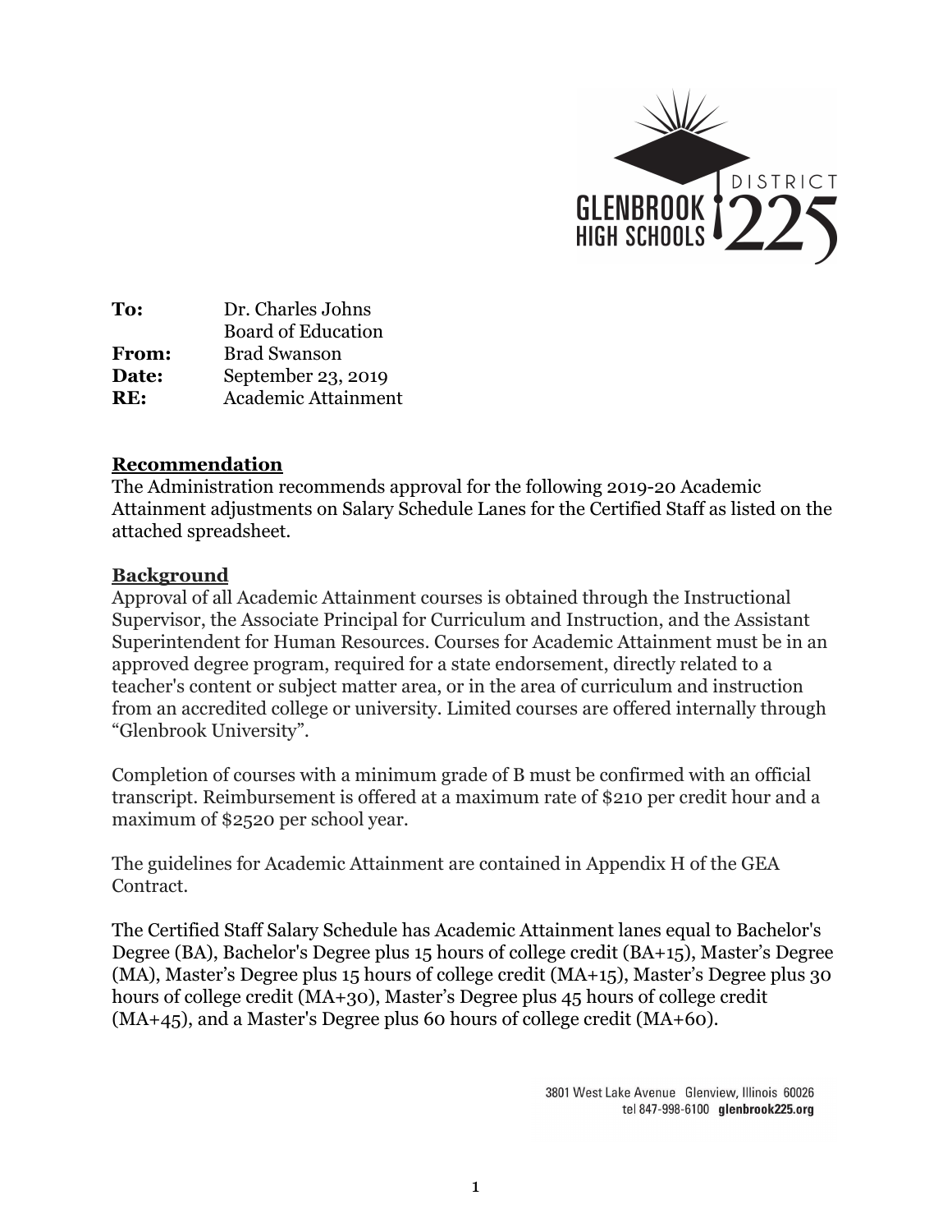| | |
|---|---|
| **To:** | Dr. Charles Johns |
| | Board of Education |
| **From:** | Brad Swanson |
| **Date:** | September 23, 2019 |
| **RE:** | Academic Attainment |

## Recommendation

The Administration recommends approval for the following 2019-20 Academic Attainment adjustments on Salary Schedule Lanes for the Certified Staff as listed on the attached spreadsheet.

## Background

Approval of all Academic Attainment courses is obtained through the Instructional Supervisor, the Associate Principal for Curriculum and Instruction, and the Assistant Superintendent for Human Resources. Courses for Academic Attainment must be in an approved degree program, required for a state endorsement, directly related to a teacher's content or subject matter area, or in the area of curriculum and instruction from an accredited college or university. Limited courses are offered internally through "Glenbrook University".

Completion of courses with a minimum grade of B must be confirmed with an official transcript. Reimbursement is offered at a maximum rate of $210 per credit hour and a maximum of $2520 per school year.

The guidelines for Academic Attainment are contained in Appendix H of the GEA Contract.

The Certified Staff Salary Schedule has Academic Attainment lanes equal to Bachelor's Degree (BA), Bachelor's Degree plus 15 hours of college credit (BA+15), Master's Degree (MA), Master's Degree plus 15 hours of college credit (MA+15), Master's Degree plus 30 hours of college credit (MA+30), Master's Degree plus 45 hours of college credit (MA+45), and a Master's Degree plus 60 hours of college credit (MA+60).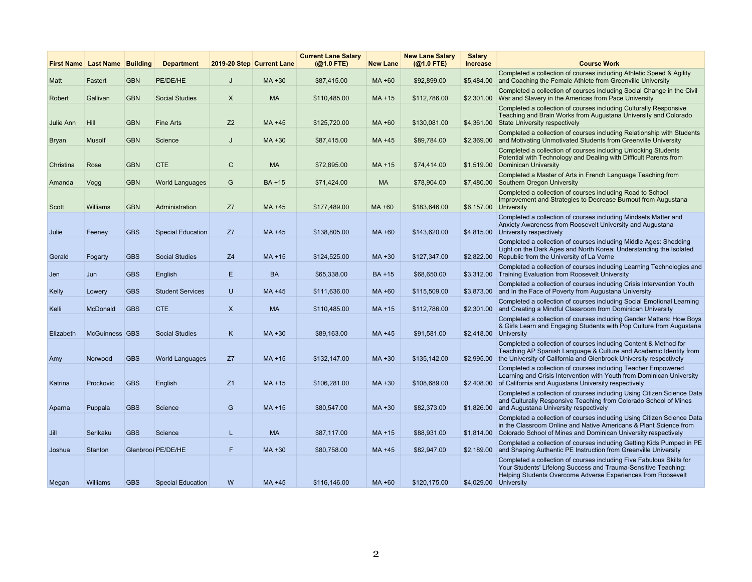| First Name | Last Name | Building | Department | 2019-20 Step | Current Lane | Current Lane Salary (@1.0 FTE) | New Lane | New Lane Salary (@1.0 FTE) | Salary Increase | Course Work |
|---|---|---|---|---|---|---|---|---|---|---|
| Matt | Fastert | GBN | PE/DE/HE | J | MA +30 | $87,415.00 | MA +60 | $92,899.00 | $5,484.00 | Completed a collection of courses including Athletic Speed & Agility and Coaching the Female Athlete from Greenville University |
| Robert | Gallivan | GBN | Social Studies | X | MA | $110,485.00 | MA +15 | $112,786.00 | $2,301.00 | Completed a collection of courses including Social Change in the Civil War and Slavery in the Americas from Pace University |
| Julie Ann | Hill | GBN | Fine Arts | Z2 | MA +45 | $125,720.00 | MA +60 | $130,081.00 | $4,361.00 | Completed a collection of courses including Culturally Responsive Teaching and Brain Works from Augustana University and Colorado State University respectively |
| Bryan | Musolf | GBN | Science | J | MA +30 | $87,415.00 | MA +45 | $89,784.00 | $2,369.00 | Completed a collection of courses including Relationship with Students and Motivating Unmotivated Students from Greenville University |
| Christina | Rose | GBN | CTE | C | MA | $72,895.00 | MA +15 | $74,414.00 | $1,519.00 | Completed a collection of courses including Unlocking Students Potential with Technology and Dealing with Difficult Parents from Dominican University |
| Amanda | Vogg | GBN | World Languages | G | BA +15 | $71,424.00 | MA | $78,904.00 | $7,480.00 | Completed a Master of Arts in French Language Teaching from Southern Oregon University |
| Scott | Williams | GBN | Administration | Z7 | MA +45 | $177,489.00 | MA +60 | $183,646.00 | $6,157.00 | Completed a collection of courses including Road to School Improvement and Strategies to Decrease Burnout from Augustana University |
| Julie | Feeney | GBS | Special Education | Z7 | MA +45 | $138,805.00 | MA +60 | $143,620.00 | $4,815.00 | Completed a collection of courses including Mindsets Matter and Anxiety Awareness from Roosevelt University and Augustana University respectively |
| Gerald | Fogarty | GBS | Social Studies | Z4 | MA +15 | $124,525.00 | MA +30 | $127,347.00 | $2,822.00 | Completed a collection of courses including Middle Ages: Shedding Light on the Dark Ages and North Korea: Understanding the Isolated Republic from the University of La Verne |
| Jen | Jun | GBS | English | E | BA | $65,338.00 | BA +15 | $68,650.00 | $3,312.00 | Completed a collection of courses including Learning Technologies and Training Evaluation from Roosevelt University |
| Kelly | Lowery | GBS | Student Services | U | MA +45 | $111,636.00 | MA +60 | $115,509.00 | $3,873.00 | Completed a collection of courses including Crisis Intervention Youth and In the Face of Poverty from Augustana University |
| Kelli | McDonald | GBS | CTE | X | MA | $110,485.00 | MA +15 | $112,786.00 | $2,301.00 | Completed a collection of courses including Social Emotional Learning and Creating a Mindful Classroom from Dominican University |
| Elizabeth | McGuinness | GBS | Social Studies | K | MA +30 | $89,163.00 | MA +45 | $91,581.00 | $2,418.00 | Completed a collection of courses including Gender Matters: How Boys & Girls Learn and Engaging Students with Pop Culture from Augustana University |
| Amy | Norwood | GBS | World Languages | Z7 | MA +15 | $132,147.00 | MA +30 | $135,142.00 | $2,995.00 | Completed a collection of courses including Content & Method for Teaching AP Spanish Language & Culture and Academic Identity from the University of California and Glenbrook University respectively |
| Katrina | Prockovic | GBS | English | Z1 | MA +15 | $106,281.00 | MA +30 | $108,689.00 | $2,408.00 | Completed a collection of courses including Teacher Empowered Learning and Crisis Intervention with Youth from Dominican University of California and Augustana University respectively |
| Aparna | Puppala | GBS | Science | G | MA +15 | $80,547.00 | MA +30 | $82,373.00 | $1,826.00 | Completed a collection of courses including Using Citizen Science Data and Culturally Responsive Teaching from Colorado School of Mines and Augustana University respectively |
| Jill | Serikaku | GBS | Science | L | MA | $87,117.00 | MA +15 | $88,931.00 | $1,814.00 | Completed a collection of courses including Using Citizen Science Data in the Classroom Online and Native Americans & Plant Science from Colorado School of Mines and Dominican University respectively |
| Joshua | Stanton | Glenbrool | PE/DE/HE | F | MA +30 | $80,758.00 | MA +45 | $82,947.00 | $2,189.00 | Completed a collection of courses including Getting Kids Pumped in PE and Shaping Authentic PE Instruction from Greenville University |
| Megan | Williams | GBS | Special Education | W | MA +45 | $116,146.00 | MA +60 | $120,175.00 | $4,029.00 | Completed a collection of courses including Five Fabulous Skills for Your Students' Lifelong Success and Trauma-Sensitive Teaching: Helping Students Overcome Adverse Experiences from Roosevelt University |